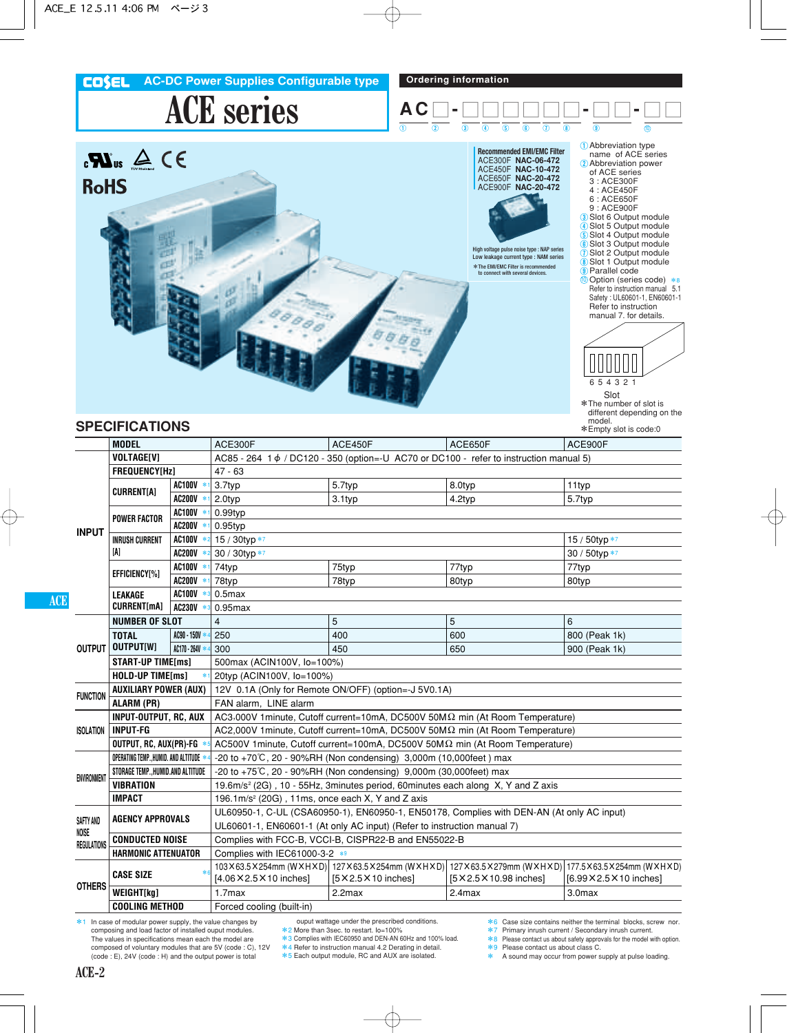# COSEL AC-DC Power Supplies Configurable type

# ACE series

RoHS

**Recommended EMI/EMC Filter**
ACE300F **NAC-06-472**
ACE450F **NAC-10-472**
ACE650F **NAC-20-472**
ACE900F **NAC-20-472**

High voltage pulse noise type : NAP series
Low leakage current type : NAM series
*The EMI/EMC Filter is recommended to connect with several devices.

## Ordering information

AC ① - ②③④⑤⑥⑦⑧ - ⑨ - ⑩

① Abbreviation type name of ACE series
② Abbreviation power of ACE series
 3 : ACE300F
 4 : ACE450F
 6 : ACE650F
 9 : ACE900F
③ Slot 6 Output module
④ Slot 5 Output module
⑤ Slot 4 Output module
⑥ Slot 3 Output module
⑦ Slot 2 Output module
⑧ Slot 1 Output module
⑨ Parallel code
⑩ Option (series code) *8
 Refer to instruction manual 5.1
 Safety : UL60601-1, EN60601-1
 Refer to instruction manual 7. for details.

6 5 4 3 2 1
Slot
*The number of slot is different depending on the model.
*Empty slot is code:0

## SPECIFICATIONS

| | MODEL | | ACE300F | ACE450F | ACE650F | ACE900F |
|---|---|---|---|---|---|---|
| INPUT | VOLTAGE[V] | | AC85 - 264 1φ / DC120 - 350 (option=-U AC70 or DC100 - refer to instruction manual 5) | | | |
| | FREQUENCY[Hz] | | 47 - 63 | | | |
| | CURRENT[A] | AC100V *1 | 3.7typ | 5.7typ | 8.0typ | 11typ |
| | | AC200V *1 | 2.0typ | 3.1typ | 4.2typ | 5.7typ |
| | POWER FACTOR | AC100V *1 | 0.99typ | | | |
| | | AC200V *1 | 0.95typ | | | |
| | INRUSH CURRENT [A] | AC100V *2 | 15 / 30typ *7 | | | 15 / 50typ *7 |
| | | AC200V *2 | 30 / 30typ *7 | | | 30 / 50typ *7 |
| | EFFICIENCY[%] | AC100V *1 | 74typ | 75typ | 77typ | 77typ |
| | | AC200V *1 | 78typ | 78typ | 80typ | 80typ |
| | LEAKAGE CURRENT[mA] | AC100V *3 | 0.5max | | | |
| | | AC230V *3 | 0.95max | | | |
| OUTPUT | NUMBER OF SLOT | | 4 | 5 | 5 | 6 |
| | TOTAL OUTPUT[W] | AC90 - 150V *4 | 250 | 400 | 600 | 800 (Peak 1k) |
| | | AC170 - 264V *4 | 300 | 450 | 650 | 900 (Peak 1k) |
| | START-UP TIME[ms] | | 500max (ACIN100V, Io=100%) | | | |
| | HOLD-UP TIME[ms] | *1 | 20typ (ACIN100V, Io=100%) | | | |
| FUNCTION | AUXILIARY POWER (AUX) | | 12V 0.1A (Only for Remote ON/OFF) (option=-J 5V0.1A) | | | |
| | ALARM (PR) | | FAN alarm, LINE alarm | | | |
| ISOLATION | INPUT-OUTPUT, RC, AUX | | AC3,000V 1minute, Cutoff current=10mA, DC500V 50MΩ min (At Room Temperature) | | | |
| | INPUT-FG | | AC2,000V 1minute, Cutoff current=10mA, DC500V 50MΩ min (At Room Temperature) | | | |
| | OUTPUT, RC, AUX(PR)-FG | *5 | AC500V 1minute, Cutoff current=100mA, DC500V 50MΩ min (At Room Temperature) | | | |
| ENVIRONMENT | OPERATING TEMP.,HUMID. AND ALTITUDE | *4 | -20 to +70℃, 20 - 90%RH (Non condensing) 3,000m (10,000feet ) max | | | |
| | STORAGE TEMP.,HUMID.AND ALTITUDE | | -20 to +75℃, 20 - 90%RH (Non condensing) 9,000m (30,000feet) max | | | |
| | VIBRATION | | 19.6m/s² (2G) , 10 - 55Hz, 3minutes period, 60minutes each along X, Y and Z axis | | | |
| | IMPACT | | 196.1m/s² (20G) , 11ms, once each X, Y and Z axis | | | |
| SAFTY AND NOISE REGULATIONS | AGENCY APPROVALS | | UL60950-1, C-UL (CSA60950-1), EN60950-1, EN50178, Complies with DEN-AN (At only AC input) UL60601-1, EN60601-1 (At only AC input) (Refer to instruction manual 7) | | | |
| | CONDUCTED NOISE | | Complies with FCC-B, VCCI-B, CISPR22-B and EN55022-B | | | |
| | HARMONIC ATTENUATOR | | Complies with IEC61000-3-2 *9 | | | |
| OTHERS | CASE SIZE | *6 | 103×63.5×254mm (W×H×D) [4.06×2.5×10 inches] | 127×63.5×254mm (W×H×D) [5×2.5×10 inches] | 127×63.5×279mm (W×H×D) [5×2.5×10.98 inches] | 177.5×63.5×254mm (W×H×D) [6.99×2.5×10 inches] |
| | WEIGHT[kg] | | 1.7max | 2.2max | 2.4max | 3.0max |
| | COOLING METHOD | | Forced cooling (built-in) | | | |

*1 In case of modular power supply, the value changes by composing and load factor of installed ouput modules. The values in specifications mean each the model are composed of voluntary modules that are 5V (code : C), 12V (code : E), 24V (code : H) and the output power is total ouput wattage under the prescribed conditions.
*2 More than 3sec. to restart. Io=100%
*3 Complies with IEC60950 and DEN-AN 60Hz and 100% load.
*4 Refer to instruction manual 4.2 Derating in detail.
*5 Each output module, RC and AUX are isolated.
*6 Case size contains neither the terminal blocks, screw nor.
*7 Primary inrush current / Secondary inrush current.
*8 Please contact us about safety approvals for the model with option.
*9 Please contact us about class C.
* A sound may occur from power supply at pulse loading.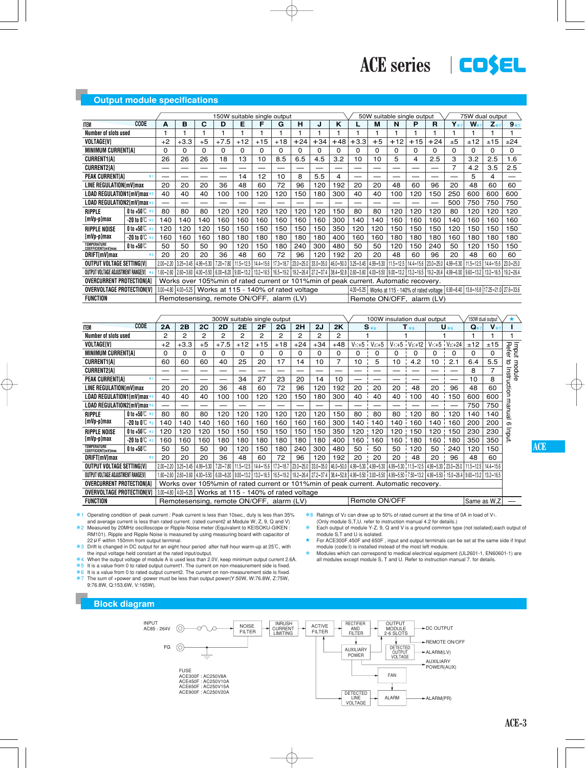## Output module specifications

| ITEM | CODE | A | B | C | D | E | F | G | H | J | K | L | M | N | P | R | Y*7 | W*7 | Z*7 | 9*7 |
|---|---|---|---|---|---|---|---|---|---|---|---|---|---|---|---|---|---|---|---|---|
| | | 150W suitable single output | | | | | | | | | | 50W suitable single output | | | | | 75W dual output | | | |
| Number of slots used | | 1 | 1 | 1 | 1 | 1 | 1 | 1 | 1 | 1 | 1 | 1 | 1 | 1 | 1 | 1 | 1 | 1 | 1 | 1 |
| VOLTAGE[V] | | +2 | +3.3 | +5 | +7.5 | +12 | +15 | +18 | +24 | +34 | +48 | +3.3 | +5 | +12 | +15 | +24 | ±5 | ±12 | ±15 | ±24 |
| MINIMUM CURRENT[A] | | 0 | 0 | 0 | 0 | 0 | 0 | 0 | 0 | 0 | 0 | 0 | 0 | 0 | 0 | 0 | 0 | 0 | 0 | 0 |
| CURRENT1[A] | | 26 | 26 | 26 | 18 | 13 | 10 | 8.5 | 6.5 | 4.5 | 3.2 | 10 | 10 | 5 | 4 | 2.5 | 3 | 3.2 | 2.5 | 1.6 |
| CURRENT2[A] | | — | — | — | — | — | — | — | — | — | — | — | — | — | — | — | 7 | 4.2 | 3.5 | 2.5 |
| PEAK CURRENT[A] | *1 | — | — | — | — | 14 | 12 | 10 | 8 | 5.5 | 4 | — | — | — | — | — | — | 5 | 4 | — |
| LINE REGULATION[mV]max | | 20 | 20 | 20 | 36 | 48 | 60 | 72 | 96 | 120 | 192 | 20 | 20 | 48 | 60 | 96 | 20 | 48 | 60 | 60 |
| LOAD REGULATION1[mV]max | *5 | 40 | 40 | 40 | 100 | 100 | 120 | 120 | 150 | 180 | 300 | 40 | 40 | 100 | 120 | 150 | 250 | 600 | 600 | 600 |
| LOAD REGULATION2[mV]max | *6 | — | — | — | — | — | — | — | — | — | — | — | — | — | — | — | 500 | 750 | 750 | 750 |
| RIPPLE [mVp-p]max | 0 to +50℃ *2 | 80 | 80 | 80 | 120 | 120 | 120 | 120 | 120 | 120 | 150 | 80 | 80 | 120 | 120 | 120 | 80 | 120 | 120 | 120 |
| | -20 to 0℃ *2 | 140 | 140 | 140 | 160 | 160 | 160 | 160 | 160 | 160 | 300 | 140 | 140 | 160 | 160 | 160 | 140 | 160 | 160 | 160 |
| RIPPLE NOISE [mVp-p]max | 0 to +50℃ *2 | 120 | 120 | 120 | 150 | 150 | 150 | 150 | 150 | 150 | 350 | 120 | 120 | 150 | 150 | 150 | 120 | 150 | 150 | 150 |
| | -20 to 0℃ *2 | 160 | 160 | 160 | 180 | 180 | 180 | 180 | 180 | 180 | 400 | 160 | 160 | 180 | 180 | 180 | 160 | 180 | 180 | 180 |
| TEMPERATURE COEFFICIENT[mV]max | 0 to +50℃ | 50 | 50 | 50 | 90 | 120 | 150 | 180 | 240 | 300 | 480 | 50 | 50 | 120 | 150 | 240 | 50 | 120 | 150 | 150 |
| DRIFT[mV]max | *3 | 20 | 20 | 20 | 36 | 48 | 60 | 72 | 96 | 120 | 192 | 20 | 20 | 48 | 60 | 96 | 20 | 48 | 60 | 60 |
| OUTPUT VOLTAGE SETTING[V] | | 2.00–2.20 | 3.25–3.45 | 4.99–5.30 | 7.20–7.80 | 11.5–12.5 | 14.4–15.6 | 17.3–18.7 | 23.0–25.0 | 33.0–35.0 | 46.0–50.0 | 3.25–3.45 | 4.99–5.30 | 11.5–12.5 | 14.4–15.6 | 23.0–25.0 | 4.99–5.30 | 11.5–12.5 | 14.4–15.6 | 23.0–25.0 |
| OUTPUT VOLTAGE ADJUSTMENT RANGE[V] | *4 | 1.60–2.60 | 2.60–3.60 | 4.00–5.50 | 6.00–8.20 | 9.00–13.2 | 13.2–16.5 | 16.5–19.2 | 19.2–26.4 | 27.2–37.4 | 38.4–52.8 | 2.60–3.60 | 4.00–5.50 | 9.00–13.2 | 13.2–16.5 | 19.2–26.4 | 4.99–6.00 | 9.60–13.2 | 13.2–16.5 | 19.2–26.4 |
| OVERCURRENT PROTECTION[A] | | Works over 105%min of rated current or 101%min of peak current. Automatic recovery. | | | | | | | | | | | | | | | | | | |
| OVERVOLTAGE PROTECTION[V] | | 3.00–4.80 | 4.00–5.25 | Works at 115 - 140% of rated voltage | | | | | | | | 4.00–5.25 | Works at 115 - 140% of rated voltage | | | | 6.90–8.40 | 13.8–16.8 | 17.25–21.0 | 27.6–33.6 |
| FUNCTION | | Remotesensing, remote ON/OFF, alarm (LV) | | | | | | | | | | Remote ON/OFF, alarm (LV) | | | | | | | | |

| ITEM | CODE | 2A | 2B | 2C | 2D | 2E | 2F | 2G | 2H | 2J | 2K | S*8 | | T*8 | | U*8 | | Q*7 | V*7 | I★ |
|---|---|---|---|---|---|---|---|---|---|---|---|---|---|---|---|---|---|---|---|---|
| | | 300W suitable single output | | | | | | | | | | 100W insulation dual output | | | | | | 150W dual output | | |
| Number of slots used | | 2 | 2 | 2 | 2 | 2 | 2 | 2 | 2 | 2 | 2 | 1 | | 1 | | 1 | | 1 | 1 | 1 |
| VOLTAGE[V] | | +2 | +3.3 | +5 | +7.5 | +12 | +15 | +18 | +24 | +34 | +48 | V1:+5 | V2:+5 | V1:+5 | V2:+12 | V1:+5 | V2:+24 | ±12 | ±15 | Input module Refer to Instruction manual 6 Input. |
| MINIMUM CURRENT[A] | | 0 | 0 | 0 | 0 | 0 | 0 | 0 | 0 | 0 | 0 | 0 | 0 | 0 | 0 | 0 | 0 | 0 | 0 | |
| CURRENT1[A] | | 60 | 60 | 60 | 40 | 25 | 20 | 17 | 14 | 10 | 7 | 10 | 5 | 10 | 4.2 | 10 | 2.1 | 6.4 | 5.5 | |
| CURRENT2[A] | | — | — | — | — | — | — | — | — | — | — | — | — | — | — | — | — | 8 | 7 | |
| PEAK CURRENT[A] | *1 | — | — | — | — | 34 | 27 | 23 | 20 | 14 | 10 | — | — | — | — | — | — | 10 | 8 | |
| LINE REGULATION[mV]max | | 20 | 20 | 20 | 36 | 48 | 60 | 72 | 96 | 120 | 192 | 20 | 20 | 20 | 48 | 20 | 96 | 48 | 60 | |
| LOAD REGULATION1[mV]max | *5 | 40 | 40 | 40 | 100 | 100 | 120 | 120 | 150 | 180 | 300 | 40 | 40 | 40 | 100 | 40 | 150 | 600 | 600 | |
| LOAD REGULATION2[mV]max | *6 | — | — | — | — | — | — | — | — | — | — | — | — | — | — | — | — | 750 | 750 | |
| RIPPLE [mVp-p]max | 0 to +50℃ *2 | 80 | 80 | 80 | 120 | 120 | 120 | 120 | 120 | 120 | 150 | 80 | 80 | 80 | 120 | 80 | 120 | 140 | 140 | |
| | -20 to 0℃ *2 | 140 | 140 | 140 | 160 | 160 | 160 | 160 | 160 | 160 | 300 | 140 | 140 | 140 | 160 | 140 | 160 | 200 | 200 | |
| RIPPLE NOISE [mVp-p]max | 0 to +50℃ *2 | 120 | 120 | 120 | 150 | 150 | 150 | 150 | 150 | 150 | 350 | 120 | 120 | 120 | 150 | 120 | 150 | 230 | 230 | |
| | -20 to 0℃ *2 | 160 | 160 | 160 | 180 | 180 | 180 | 180 | 180 | 180 | 400 | 160 | 160 | 160 | 180 | 160 | 180 | 350 | 350 | |
| TEMPERATURE COEFFICIENT[mV]max | 0 to +50℃ | 50 | 50 | 50 | 90 | 120 | 150 | 180 | 240 | 300 | 480 | 50 | 50 | 50 | 120 | 50 | 240 | 120 | 150 | |
| DRIFT[mV]max | *3 | 20 | 20 | 20 | 36 | 48 | 60 | 72 | 96 | 120 | 192 | 20 | 20 | 20 | 48 | 20 | 96 | 48 | 60 | |
| OUTPUT VOLTAGE SETTING[V] | | 2.00–2.20 | 3.25–3.45 | 4.99–5.30 | 7.20–7.80 | 11.5–12.5 | 14.4–15.6 | 17.3–18.7 | 23.0–25.0 | 33.0–35.0 | 46.0–50.0 | 4.99–5.30 | 4.99–5.30 | 4.99–5.30 | 11.5–12.5 | 4.99–5.30 | 23.0–25.0 | 11.5–12.5 | 14.4–15.6 | |
| OUTPUT VOLTAGE ADJUSTMENT RANGE[V] | | 1.60–2.60 | 2.60–3.60 | 4.00–5.50 | 6.00–8.20 | 9.00–13.2 | 13.2–16.5 | 16.5–19.2 | 19.2–26.4 | 27.2–37.4 | 38.4–52.8 | 4.99–5.50 | 3.00–5.50 | 4.99–5.50 | 7.50–13.2 | 4.99–5.50 | 15.0–26.4 | 9.60–13.2 | 13.2–16.5 | |
| OVERCURRENT PROTECTION[A] | | Works over 105%min of rated current or 101%min of peak current. Automatic recovery. | | | | | | | | | | | | | | | | | | |
| OVERVOLTAGE PROTECTION[V] | | 3.00–4.80 | 4.00–5.25 | Works at 115 - 140% of rated voltage | | | | | | | | | | | | | | | | |
| FUNCTION | | Remotesensing, remote ON/OFF, alarm (LV) | | | | | | | | | | Remote ON/OFF | | | | | | Same as W,Z | | — |

*1 Operating condition of peak current : Peak current is less than 10sec., duty is less than 35% and average current is less than rated current. (rated current2 at Module W, Z, 9, Q and V)
*2 Measured by 20MHz oscilloscope or Ripple-Noise meter (Equivalent to KEISOKU-GIKEN : RM101). Ripple and Ripple Noise is measured by using measuring board with capacitor of 22μF within 150mm from output terminal.
*3 Drift is changed in DC output for an eight hour period after half-hour warm-up at 25℃, with the input voltage held constant at the rated input/output.
*4 When the output voltage of module A is used less than 2.0V, keep minimum output current 2.6A.
*5 It is a value from 0 to rated output current1. The current on non-measurement side is fixed.
*6 It is a value from 0 to rated output current2. The current on non-measurement side is fixed.
*7 The sum of +power and -power must be less than output power(Y:50W, W:76.8W, Z:75W, 9:76.8W, Q:153.6W, V:165W).
*8 Ratings of $V_2$ can draw up to 50% of rated current at the time of 0A in load of $V_1$. (Only module S,T,U. refer to instruction manual 4.2 for details.)
\* Each output of module Y-Z, 9, Q and V is a ground common type (not isolated),each output of module S,T and U is isolated.
★ For ACE300F,450F and 650F , input and output terminals can be set at the same side if Input module (code:I) is installed instead of the most left module.
\* Modules which can correspond to medical electrical equipment (UL2601-1, EN60601-1) are all modules except module S, T and U. Refer to instruction manual 7. for details.

## Block diagram

INPUT AC85 - 264V → NOISE FILTER → INRUSH CURRENT LIMITING → ACTIVE FILTER → RECTIFIER AND FILTER → OUTPUT MODULE 2-6 SLOTS → DC OUTPUT

FG

AUXILIARY POWER → DETECTED OUTPUT VOLTAGE → REMOTE ON/OFF, ALARM(LV), AUXILIARY POWER(AUX)

FAN

DETECTED LINE VOLTAGE → ALARM → ALARM(PR)

FUSE
ACE300F : AC250V8A
ACE450F : AC250V10A
ACE650F : AC250V15A
ACE900F : AC250V20A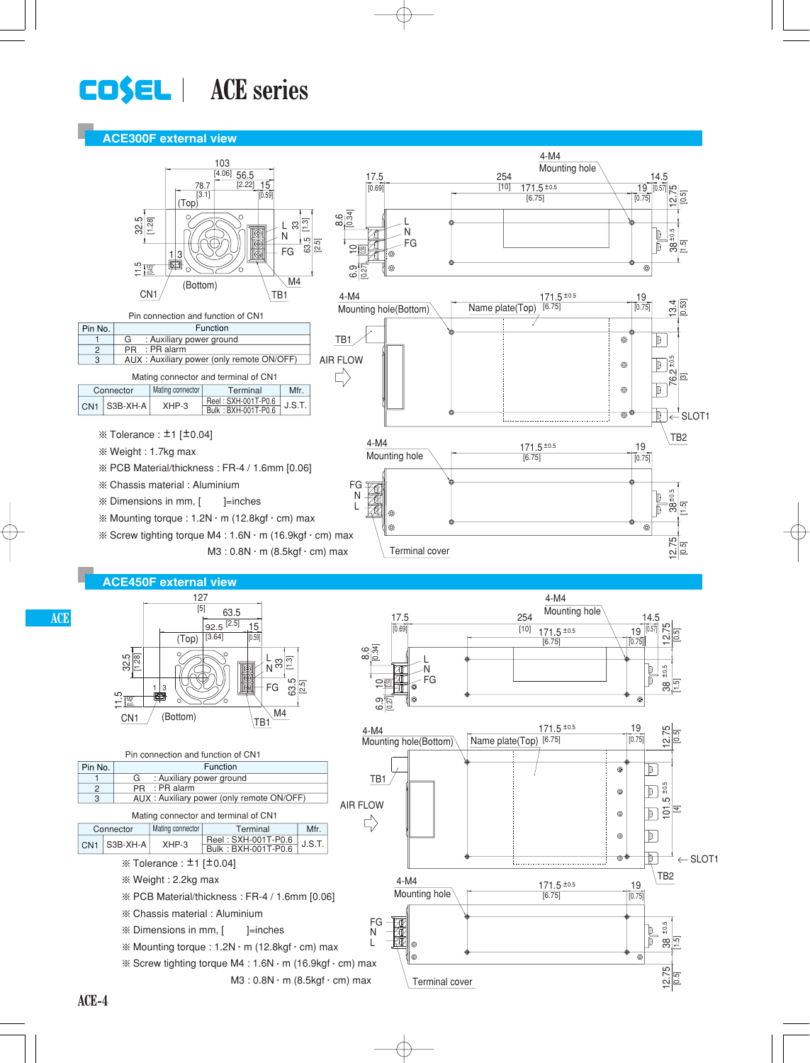# ACE series

## ACE300F external view

Pin connection and function of CN1

| Pin No. | Function |
|---|---|
| 1 | G : Auxiliary power ground |
| 2 | PR : PR alarm |
| 3 | AUX : Auxiliary power (only remote ON/OFF) |

Mating connector and terminal of CN1

| Connector | | Mating connector | Terminal | Mfr. |
|---|---|---|---|---|
| CN1 | S3B-XH-A | XHP-3 | Reel : SXH-001T-P0.6<br>Bulk : BXH-001T-P0.6 | J.S.T. |

※ Tolerance : ±1 [±0.04]

※ Weight : 1.7kg max

※ PCB Material/thickness : FR-4 / 1.6mm [0.06]

※ Chassis material : Aluminium

※ Dimensions in mm, [ ]=inches

※ Mounting torque : 1.2N · m (12.8kgf · cm) max

※ Screw tighting torque M4 : 1.6N · m (16.9kgf · cm) max

M3 : 0.8N · m (8.5kgf · cm) max

## ACE450F external view

Pin connection and function of CN1

| Pin No. | Function |
|---|---|
| 1 | G : Auxiliary power ground |
| 2 | PR : PR alarm |
| 3 | AUX : Auxiliary power (only remote ON/OFF) |

Mating connector and terminal of CN1

| Connector | | Mating connector | Terminal | Mfr. |
|---|---|---|---|---|
| CN1 | S3B-XH-A | XHP-3 | Reel : SXH-001T-P0.6<br>Bulk : BXH-001T-P0.6 | J.S.T. |

※ Tolerance : ±1 [±0.04]

※ Weight : 2.2kg max

※ PCB Material/thickness : FR-4 / 1.6mm [0.06]

※ Chassis material : Aluminium

※ Dimensions in mm, [ ]=inches

※ Mounting torque : 1.2N · m (12.8kgf · cm) max

※ Screw tighting torque M4 : 1.6N · m (16.9kgf · cm) max

M3 : 0.8N · m (8.5kgf · cm) max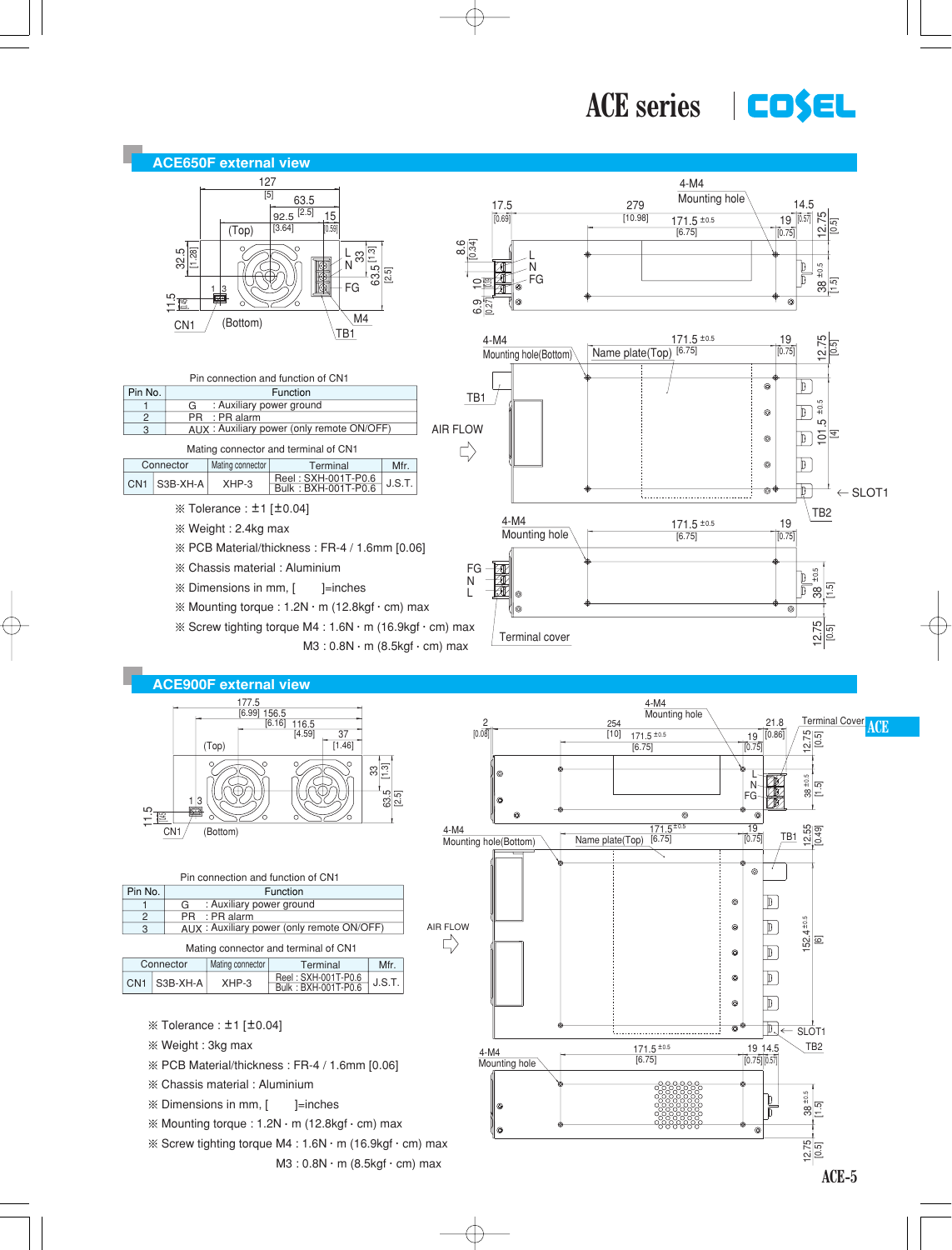## ACE650F external view

Pin connection and function of CN1

| Pin No. | Function |
|---|---|
| 1 | G : Auxiliary power ground |
| 2 | PR : PR alarm |
| 3 | AUX : Auxiliary power (only remote ON/OFF) |

Mating connector and terminal of CN1

| | Connector | Mating connector | Terminal | Mfr. |
|---|---|---|---|---|
| CN1 | S3B-XH-A | XHP-3 | Reel : SXH-001T-P0.6<br>Bulk : BXH-001T-P0.6 | J.S.T. |

※ Tolerance : ±1 [±0.04]

※ Weight : 2.4kg max

※ PCB Material/thickness : FR-4 / 1.6mm [0.06]

※ Chassis material : Aluminium

※ Dimensions in mm, [ ]=inches

※ Mounting torque : 1.2N · m (12.8kgf · cm) max

※ Screw tighting torque M4 : 1.6N · m (16.9kgf · cm) max

M3 : 0.8N · m (8.5kgf · cm) max

## ACE900F external view

Pin connection and function of CN1

| Pin No. | Function |
|---|---|
| 1 | G : Auxiliary power ground |
| 2 | PR : PR alarm |
| 3 | AUX : Auxiliary power (only remote ON/OFF) |

Mating connector and terminal of CN1

| | Connector | Mating connector | Terminal | Mfr. |
|---|---|---|---|---|
| CN1 | S3B-XH-A | XHP-3 | Reel : SXH-001T-P0.6<br>Bulk : BXH-001T-P0.6 | J.S.T. |

※ Tolerance : ±1 [±0.04]

※ Weight : 3kg max

※ PCB Material/thickness : FR-4 / 1.6mm [0.06]

※ Chassis material : Aluminium

※ Dimensions in mm, [ ]=inches

※ Mounting torque : 1.2N · m (12.8kgf · cm) max

※ Screw tighting torque M4 : 1.6N · m (16.9kgf · cm) max

M3 : 0.8N · m (8.5kgf · cm) max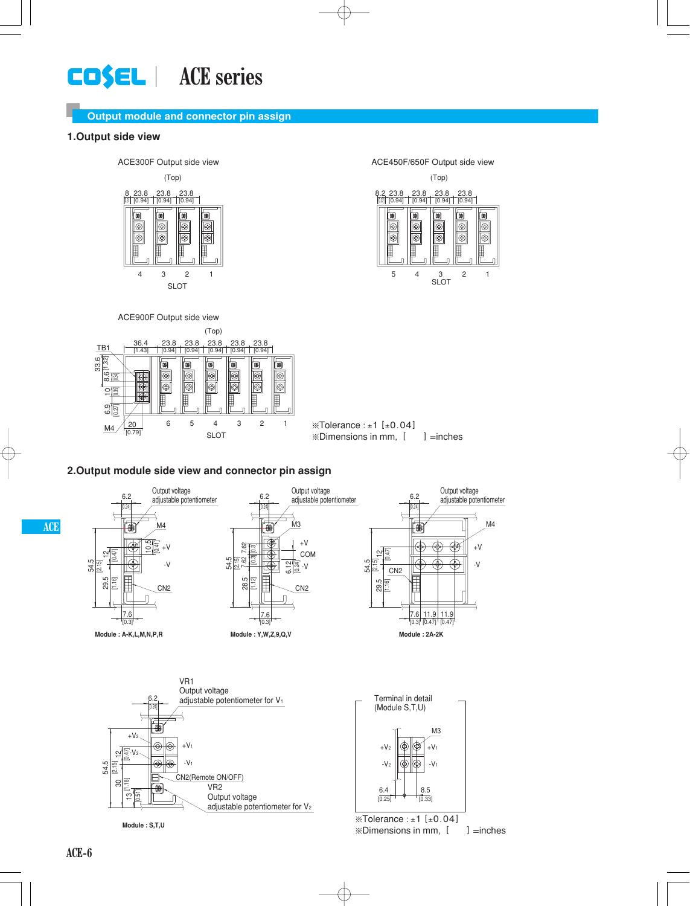## Output module and connector pin assign

### 1.Output side view

ACE300F Output side view

(Top)

8 [0.31] 23.8 [0.94] 23.8 [0.94] 23.8 [0.94]

4 3 2 1
SLOT

ACE450F/650F Output side view

(Top)

8.2 [0.32] 23.8 [0.94] 23.8 [0.94] 23.8 [0.94] 23.8 [0.94]

5 4 3 2 1
SLOT

ACE900F Output side view

(Top)

TB1

36.4 [1.43] 23.8 [0.94] 23.8 [0.94] 23.8 [0.94] 23.8 [0.94] 23.8 [0.94]

33.6 [1.32] 8.6 [0.34] 10 [0.39] 6.9 [0.27]

M4 20 [0.79]

6 5 4 3 2 1
SLOT

※Tolerance : ±1 [±0.04]
※Dimensions in mm, [ ] =inches

### 2.Output module side view and connector pin assign

Output voltage adjustable potentiometer

6.2 [0.24] M4 +V -V CN2 10.5 [0.41] 12 [0.47] 54.5 [2.15] 29.5 [1.16] 7.6 [0.3]

**Module : A-K,L,M,N,P,R**

Output voltage adjustable potentiometer

6.2 [0.24] M3 +V COM -V CN2 7.62 [0.3] 7.62 [0.3] 6.12 [0.24] 54.5 [2.15] 28.5 [1.12] 7.6 [0.3]

**Module : Y,W,Z,9,Q,V**

Output voltage adjustable potentiometer

6.2 [0.24] M4 +V -V CN2 12 [0.47] 54.5 [2.15] 29.5 [1.16] 7.6 [0.3] 11.9 [0.47] 11.9 [0.47]

**Module : 2A-2K**

VR1
Output voltage
adjustable potentiometer for $V_1$

6.2 [0.24] $+V_2$ $-V_2$ $+V_1$ $-V_1$ 12 [0.47] 54.5 [2.15] 30 [1.18] 13 [0.51]

CN2(Remote ON/OFF)

VR2
Output voltage
adjustable potentiometer for $V_2$

**Module : S,T,U**

Terminal in detail
(Module S,T,U)

M3 $+V_2$ $-V_2$ $+V_1$ $-V_1$ 6.4 [0.25] 8.5 [0.33]

※Tolerance : ±1 [±0.04]
※Dimensions in mm, [ ] =inches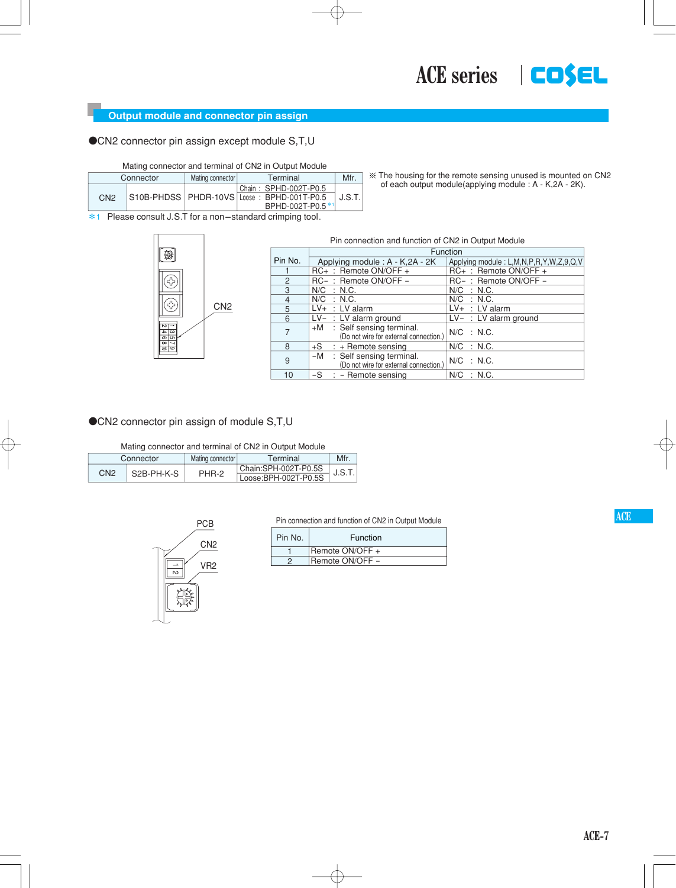## Output module and connector pin assign

### ●CN2 connector pin assign except module S,T,U

Mating connector and terminal of CN2 in Output Module

| Connector | | Mating connector | Terminal | Mfr. |
|---|---|---|---|---|
| CN2 | S10B-PHDSS | PHDR-10VS | Chain : SPHD-002T-P0.5<br>Loose : BPHD-001T-P0.5<br>BPHD-002T-P0.5 *1 | J.S.T. |

*1 Please consult J.S.T for a non−standard crimping tool.

※ The housing for the remote sensing unused is mounted on CN2 of each output module(applying module : A - K,2A - 2K).

CN2

Pin connection and function of CN2 in Output Module

| Pin No. | Function | |
|---|---|---|
| | Applying module : A - K,2A - 2K | Applying module : L,M,N,P,R,Y,W,Z,9,Q,V |
| 1 | RC+ : Remote ON/OFF + | RC+ : Remote ON/OFF + |
| 2 | RC− : Remote ON/OFF − | RC− : Remote ON/OFF − |
| 3 | N/C : N.C. | N/C : N.C. |
| 4 | N/C : N.C. | N/C : N.C. |
| 5 | LV+ : LV alarm | LV+ : LV alarm |
| 6 | LV− : LV alarm ground | LV− : LV alarm ground |
| 7 | +M : Self sensing terminal. (Do not wire for external connection.) | N/C : N.C. |
| 8 | +S : + Remote sensing | N/C : N.C. |
| 9 | −M : Self sensing terminal. (Do not wire for external connection.) | N/C : N.C. |
| 10 | −S : − Remote sensing | N/C : N.C. |

### ●CN2 connector pin assign of module S,T,U

Mating connector and terminal of CN2 in Output Module

| Connector | | Mating connector | Terminal | Mfr. |
|---|---|---|---|---|
| CN2 | S2B-PH-K-S | PHR-2 | Chain:SPH-002T-P0.5S<br>Loose:BPH-002T-P0.5S | J.S.T. |

PCB

CN2

VR2

Pin connection and function of CN2 in Output Module

| Pin No. | Function |
|---|---|
| 1 | Remote ON/OFF + |
| 2 | Remote ON/OFF − |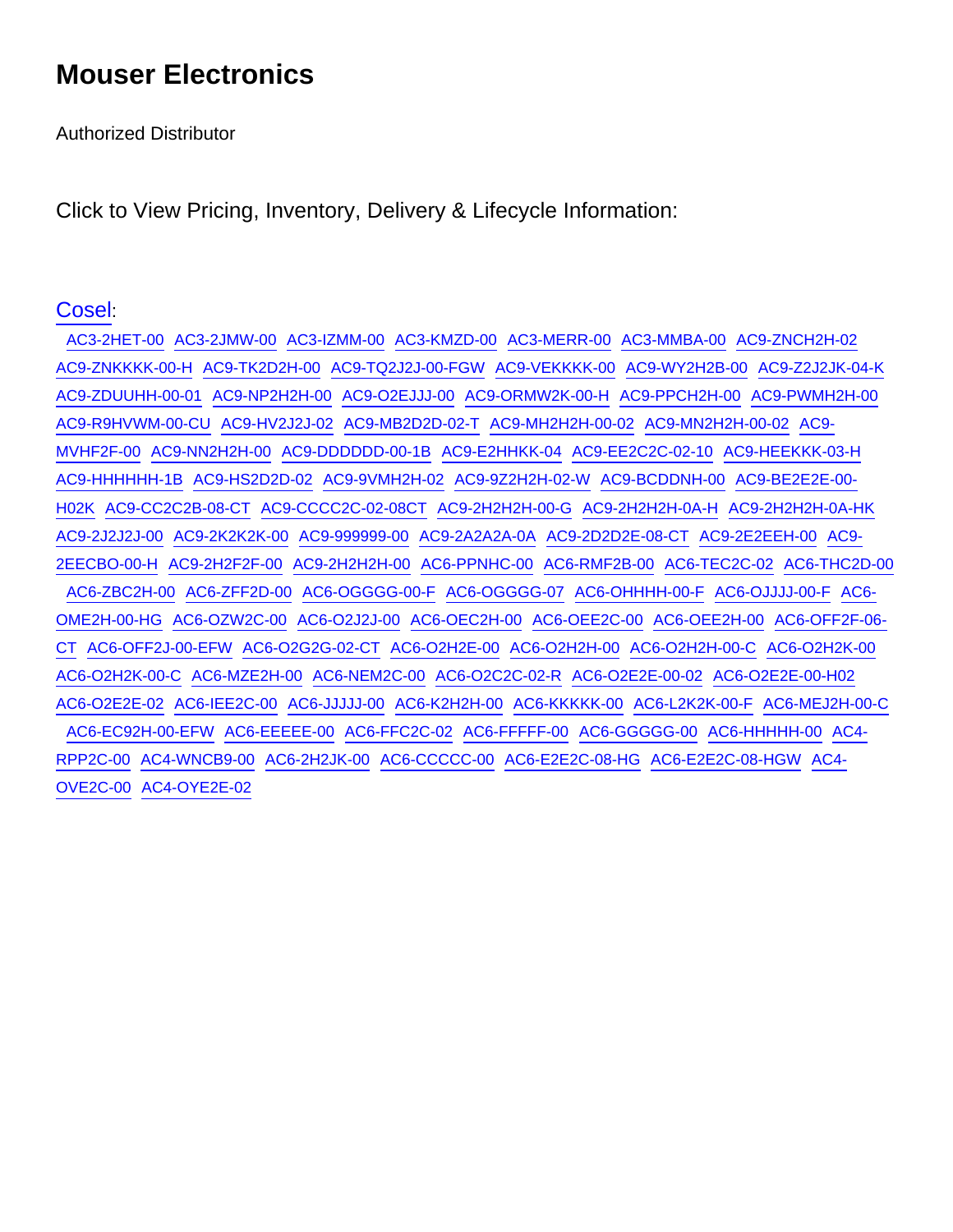# Mouser Electronics

Authorized Distributor

Click to View Pricing, Inventory, Delivery & Lifecycle Information:

Cosel:

AC3-2HET-00 AC3-2JMW-00 AC3-IZMM-00 AC3-KMZD-00 AC3-MERR-00 AC3-MMBA-00 AC9-ZNCH2H-02 AC9-ZNKKKK-00-H AC9-TK2D2H-00 AC9-TQ2J2J-00-FGW AC9-VEKKKK-00 AC9-WY2H2B-00 AC9-Z2J2JK-04-K AC9-ZDUUHH-00-01 AC9-NP2H2H-00 AC9-O2EJJJ-00 AC9-ORMW2K-00-H AC9-PPCH2H-00 AC9-PWMH2H-00 AC9-R9HVWM-00-CU AC9-HV2J2J-02 AC9-MB2D2D-02-T AC9-MH2H2H-00-02 AC9-MN2H2H-00-02 AC9-MVHF2F-00 AC9-NN2H2H-00 AC9-DDDDDD-00-1B AC9-E2HHKK-04 AC9-EE2C2C-02-10 AC9-HEEKKK-03-H AC9-HHHHHH-1B AC9-HS2D2D-02 AC9-9VMH2H-02 AC9-9Z2H2H-02-W AC9-BCDDNH-00 AC9-BE2E2E-00-H02K AC9-CC2C2B-08-CT AC9-CCCC2C-02-08CT AC9-2H2H2H-00-G AC9-2H2H2H-0A-H AC9-2H2H2H-0A-HK AC9-2J2J2J-00 AC9-2K2K2K-00 AC9-999999-00 AC9-2A2A2A-0A AC9-2D2D2E-08-CT AC9-2E2EEH-00 AC9-2EECBO-00-H AC9-2H2F2F-00 AC9-2H2H2H-00 AC6-PPNHC-00 AC6-RMF2B-00 AC6-TEC2C-02 AC6-THC2D-00 AC6-ZBC2H-00 AC6-ZFF2D-00 AC6-OGGGG-00-F AC6-OGGGG-07 AC6-OHHHH-00-F AC6-OJJJJ-00-F AC6-OME2H-00-HG AC6-OZW2C-00 AC6-O2J2J-00 AC6-OEC2H-00 AC6-OEE2C-00 AC6-OEE2H-00 AC6-OFF2F-06-CT AC6-OFF2J-00-EFW AC6-O2G2G-02-CT AC6-O2H2E-00 AC6-O2H2H-00 AC6-O2H2H-00-C AC6-O2H2K-00 AC6-O2H2K-00-C AC6-MZE2H-00 AC6-NEM2C-00 AC6-O2C2C-02-R AC6-O2E2E-00-02 AC6-O2E2E-00-H02 AC6-O2E2E-02 AC6-IEE2C-00 AC6-JJJJJ-00 AC6-K2H2H-00 AC6-KKKKK-00 AC6-L2K2K-00-F AC6-MEJ2H-00-C AC6-EC92H-00-EFW AC6-EEEEE-00 AC6-FFC2C-02 AC6-FFFFF-00 AC6-GGGGG-00 AC6-HHHHH-00 AC4-RPP2C-00 AC4-WNCB9-00 AC6-2H2JK-00 AC6-CCCCC-00 AC6-E2E2C-08-HG AC6-E2E2C-08-HGW AC4-OVE2C-00 AC4-OYE2E-02